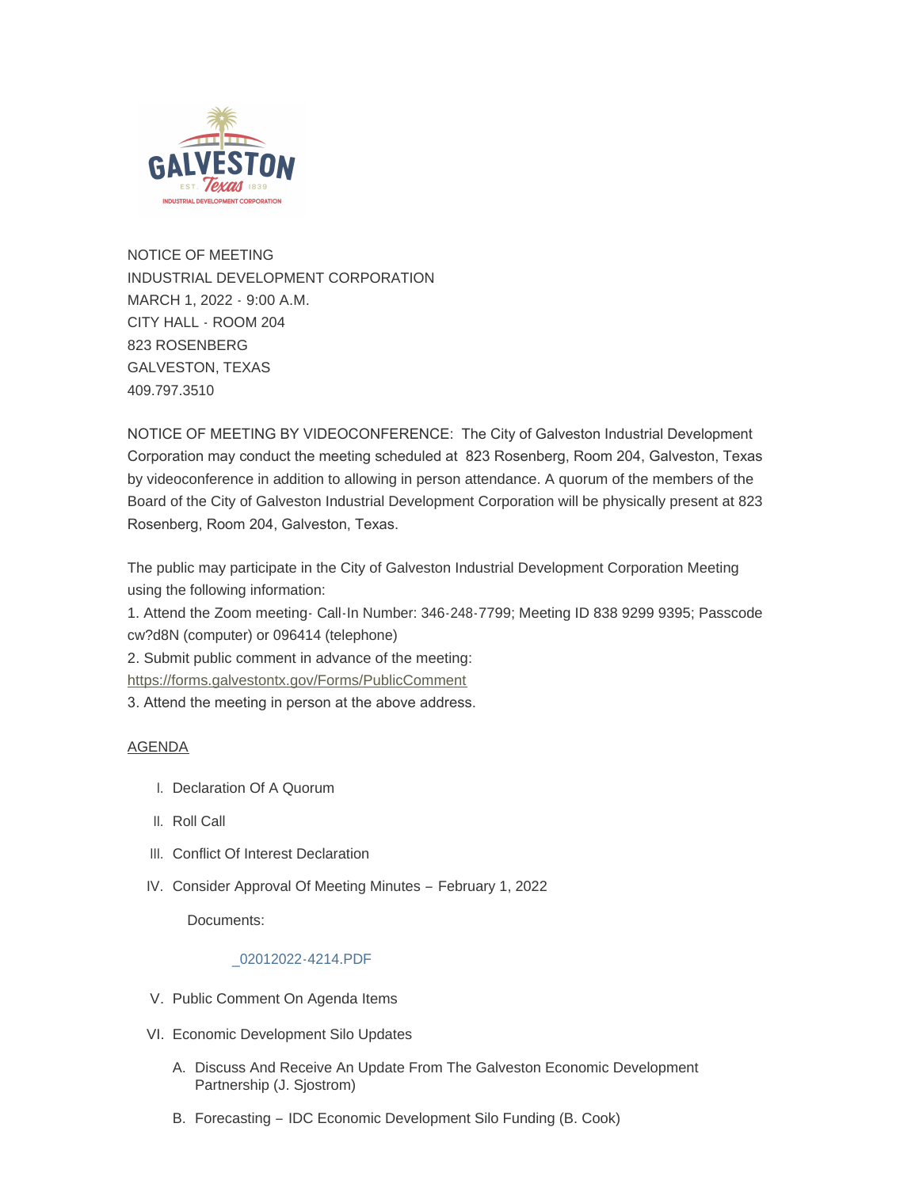NOTICE OF MEETING
INDUSTRIAL DEVELOPMENT CORPORATION
MARCH 1, 2022 - 9:00 A.M.
CITY HALL - ROOM 204
823 ROSENBERG
GALVESTON, TEXAS
409.797.3510

NOTICE OF MEETING BY VIDEOCONFERENCE: The City of Galveston Industrial Development Corporation may conduct the meeting scheduled at 823 Rosenberg, Room 204, Galveston, Texas by videoconference in addition to allowing in person attendance. A quorum of the members of the Board of the City of Galveston Industrial Development Corporation will be physically present at 823 Rosenberg, Room 204, Galveston, Texas.

The public may participate in the City of Galveston Industrial Development Corporation Meeting using the following information:

1. Attend the Zoom meeting- Call-In Number: 346-248-7799; Meeting ID 838 9299 9395; Passcode cw?d8N (computer) or 096414 (telephone)
2. Submit public comment in advance of the meeting: https://forms.galvestontx.gov/Forms/PublicComment
3. Attend the meeting in person at the above address.

AGENDA

I. Declaration Of A Quorum

II. Roll Call

III. Conflict Of Interest Declaration

IV. Consider Approval Of Meeting Minutes – February 1, 2022

   Documents:

   _02012022-4214.PDF

V. Public Comment On Agenda Items

VI. Economic Development Silo Updates

   A. Discuss And Receive An Update From The Galveston Economic Development Partnership (J. Sjostrom)

   B. Forecasting – IDC Economic Development Silo Funding (B. Cook)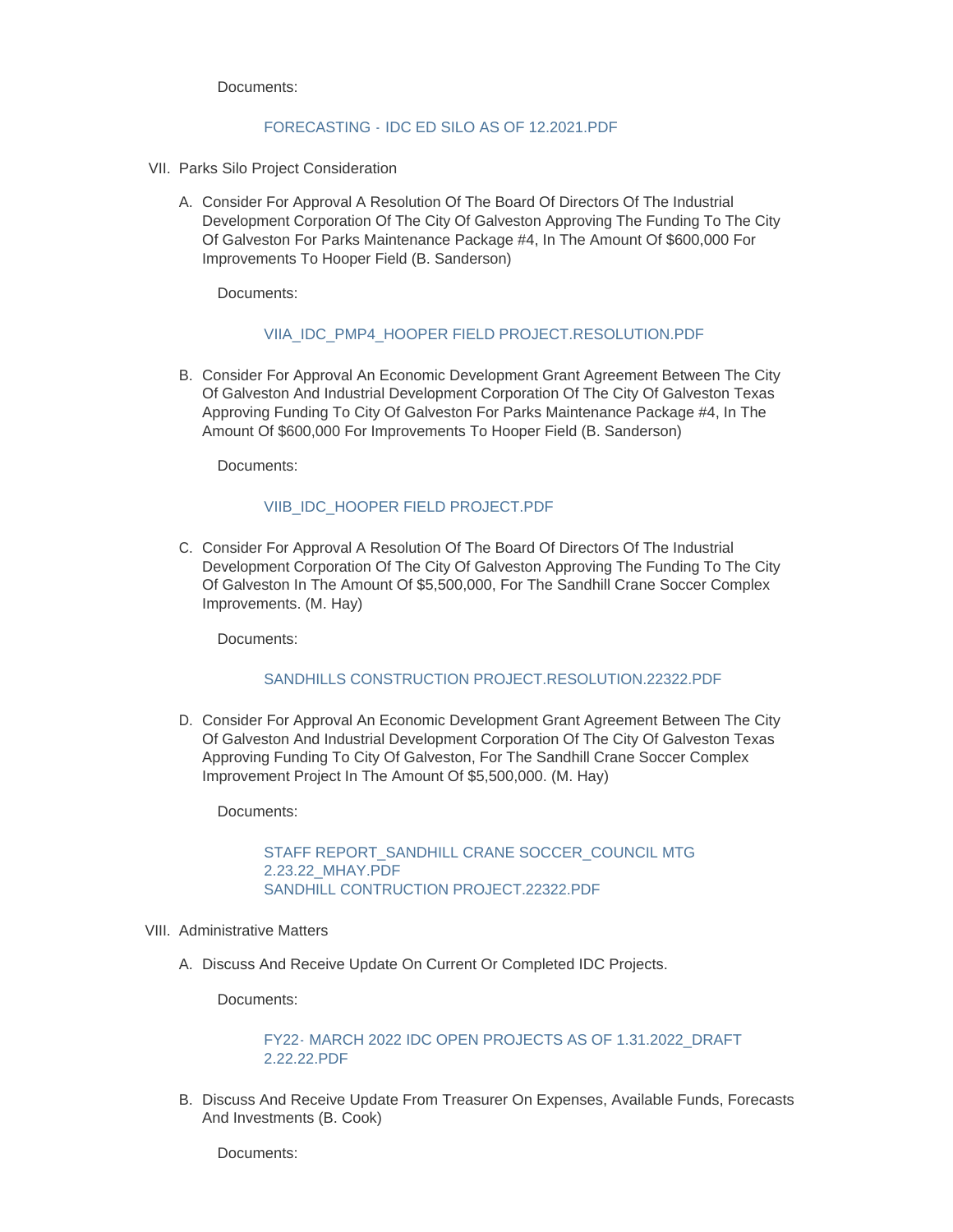Documents:

FORECASTING - IDC ED SILO AS OF 12.2021.PDF

VII. Parks Silo Project Consideration

A. Consider For Approval A Resolution Of The Board Of Directors Of The Industrial Development Corporation Of The City Of Galveston Approving The Funding To The City Of Galveston For Parks Maintenance Package #4, In The Amount Of $600,000 For Improvements To Hooper Field (B. Sanderson)

Documents:

VIIA_IDC_PMP4_HOOPER FIELD PROJECT.RESOLUTION.PDF

B. Consider For Approval An Economic Development Grant Agreement Between The City Of Galveston And Industrial Development Corporation Of The City Of Galveston Texas Approving Funding To City Of Galveston For Parks Maintenance Package #4, In The Amount Of $600,000 For Improvements To Hooper Field (B. Sanderson)

Documents:

VIIB_IDC_HOOPER FIELD PROJECT.PDF

C. Consider For Approval A Resolution Of The Board Of Directors Of The Industrial Development Corporation Of The City Of Galveston Approving The Funding To The City Of Galveston In The Amount Of $5,500,000, For The Sandhill Crane Soccer Complex Improvements. (M. Hay)

Documents:

SANDHILLS CONSTRUCTION PROJECT.RESOLUTION.22322.PDF

D. Consider For Approval An Economic Development Grant Agreement Between The City Of Galveston And Industrial Development Corporation Of The City Of Galveston Texas Approving Funding To City Of Galveston, For The Sandhill Crane Soccer Complex Improvement Project In The Amount Of $5,500,000. (M. Hay)

Documents:

STAFF REPORT_SANDHILL CRANE SOCCER_COUNCIL MTG 2.23.22_MHAY.PDF
SANDHILL CONTRUCTION PROJECT.22322.PDF

VIII. Administrative Matters

A. Discuss And Receive Update On Current Or Completed IDC Projects.

Documents:

FY22- MARCH 2022 IDC OPEN PROJECTS AS OF 1.31.2022_DRAFT 2.22.22.PDF

B. Discuss And Receive Update From Treasurer On Expenses, Available Funds, Forecasts And Investments (B. Cook)

Documents: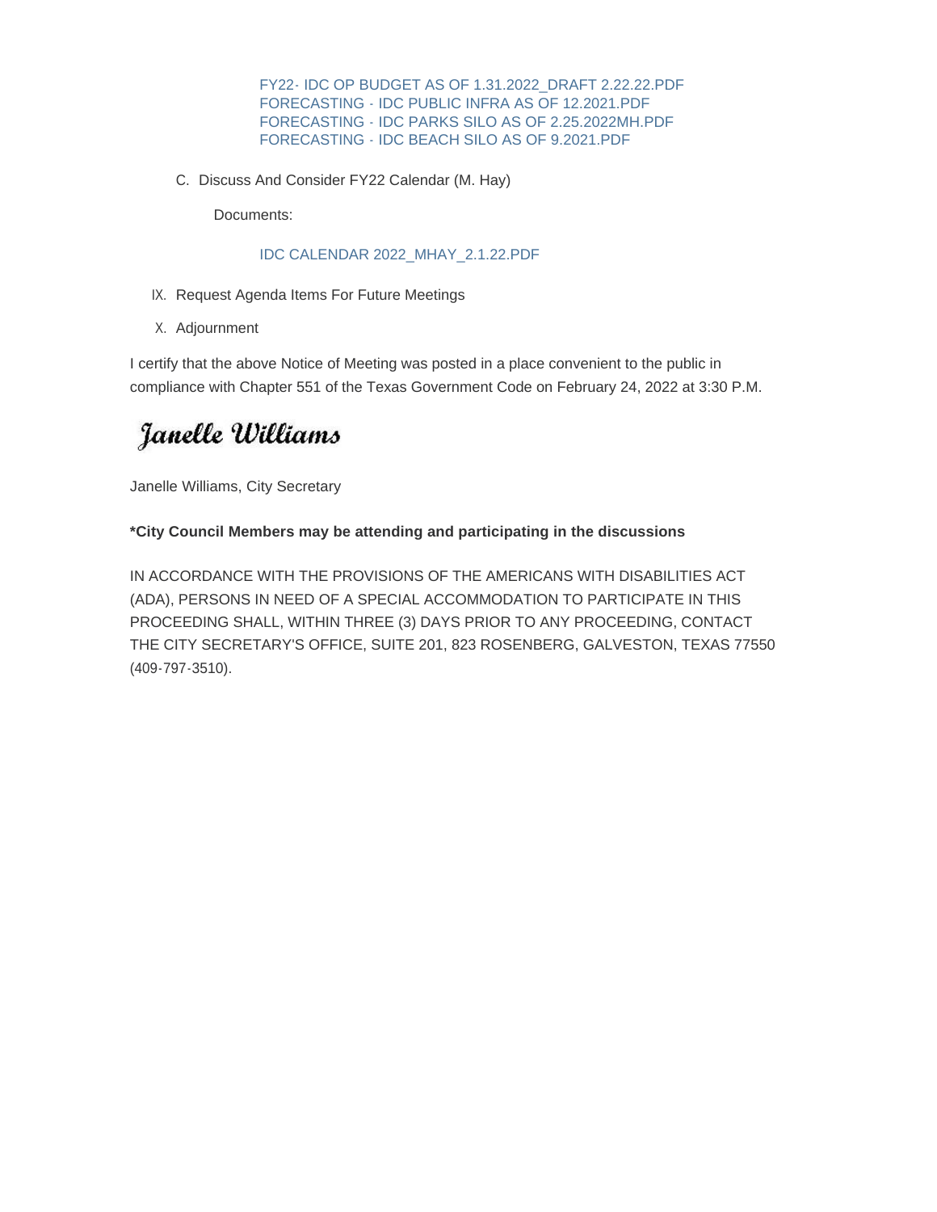FY22- IDC OP BUDGET AS OF 1.31.2022_DRAFT 2.22.22.PDF
FORECASTING - IDC PUBLIC INFRA AS OF 12.2021.PDF
FORECASTING - IDC PARKS SILO AS OF 2.25.2022MH.PDF
FORECASTING - IDC BEACH SILO AS OF 9.2021.PDF

C. Discuss And Consider FY22 Calendar (M. Hay)

Documents:

IDC CALENDAR 2022_MHAY_2.1.22.PDF

IX. Request Agenda Items For Future Meetings

X. Adjournment

I certify that the above Notice of Meeting was posted in a place convenient to the public in compliance with Chapter 551 of the Texas Government Code on February 24, 2022 at 3:30 P.M.

*Janelle Williams*

Janelle Williams, City Secretary

**\*City Council Members may be attending and participating in the discussions**

IN ACCORDANCE WITH THE PROVISIONS OF THE AMERICANS WITH DISABILITIES ACT (ADA), PERSONS IN NEED OF A SPECIAL ACCOMMODATION TO PARTICIPATE IN THIS PROCEEDING SHALL, WITHIN THREE (3) DAYS PRIOR TO ANY PROCEEDING, CONTACT THE CITY SECRETARY'S OFFICE, SUITE 201, 823 ROSENBERG, GALVESTON, TEXAS 77550 (409-797-3510).